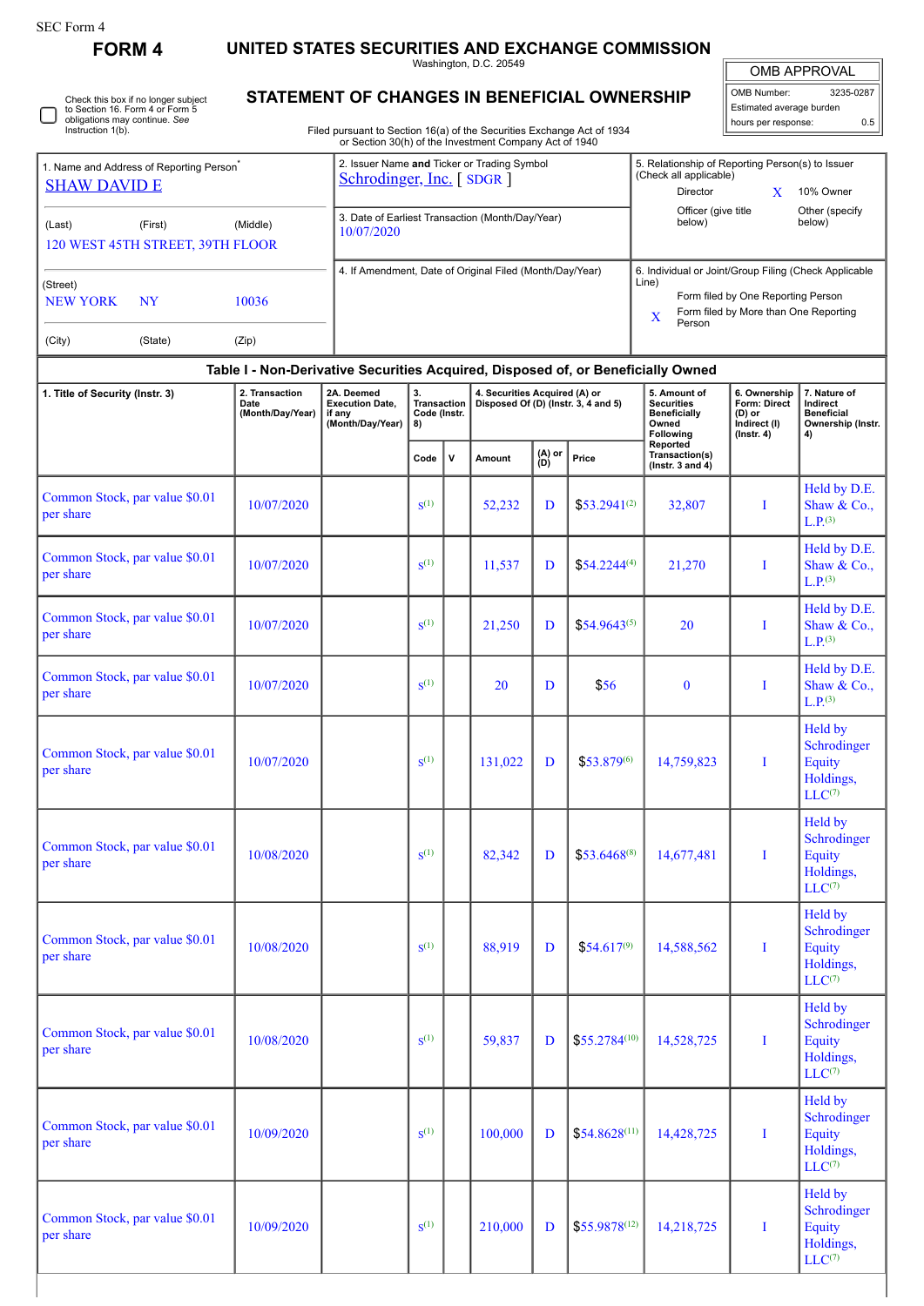SEC Form 4

# FORM 4

## UNITED STATES SECURITIES AND EXCHANGE COMMISSION

Washington, D.C. 20549

## STATEMENT OF CHANGES IN BENEFICIAL OWNERSHIP

Filed pursuant to Section 16(a) of the Securities Exchange Act of 1934 or Section 30(h) of the Investment Company Act of 1940

| OMB APPROVAL | |
|---|---|
| OMB Number: | 3235-0287 |
| Estimated average burden | |
| hours per response: | 0.5 |

☐ Check this box if no longer subject to Section 16. Form 4 or Form 5 obligations may continue. *See* Instruction 1(b).

| 1. Name and Address of Reporting Person* | 2. Issuer Name **and** Ticker or Trading Symbol | 5. Relationship of Reporting Person(s) to Issuer (Check all applicable) |
|---|---|---|
| SHAW DAVID E | Schrodinger, Inc. [ SDGR ] | Director: ; 10% Owner: X |
| (Last) (First) (Middle) | 3. Date of Earliest Transaction (Month/Day/Year) | Officer (give title below); Other (specify below) |
| 120 WEST 45TH STREET, 39TH FLOOR | 10/07/2020 | |
| (Street) | 4. If Amendment, Date of Original Filed (Month/Day/Year) | 6. Individual or Joint/Group Filing (Check Applicable Line) |
| NEW YORK NY 10036 | | Form filed by One Reporting Person |
| (City) (State) (Zip) | | X Form filed by More than One Reporting Person |

### Table I - Non-Derivative Securities Acquired, Disposed of, or Beneficially Owned

| 1. Title of Security (Instr. 3) | 2. Transaction Date (Month/Day/Year) | 2A. Deemed Execution Date, if any (Month/Day/Year) | 3. Transaction Code (Instr. 8) | | 4. Securities Acquired (A) or Disposed Of (D) (Instr. 3, 4 and 5) | | | 5. Amount of Securities Beneficially Owned Following Reported Transaction(s) (Instr. 3 and 4) | 6. Ownership Form: Direct (D) or Indirect (I) (Instr. 4) | 7. Nature of Indirect Beneficial Ownership (Instr. 4) |
|---|---|---|---|---|---|---|---|---|---|---|
| | | | Code | V | Amount | (A) or (D) | Price | | | |
| Common Stock, par value $0.01 per share | 10/07/2020 | | S[1] | | 52,232 | D | $53.2941[2] | 32,807 | I | Held by D.E. Shaw & Co., L.P.[3] |
| Common Stock, par value $0.01 per share | 10/07/2020 | | S[1] | | 11,537 | D | $54.2244[4] | 21,270 | I | Held by D.E. Shaw & Co., L.P.[3] |
| Common Stock, par value $0.01 per share | 10/07/2020 | | S[1] | | 21,250 | D | $54.9643[5] | 20 | I | Held by D.E. Shaw & Co., L.P.[3] |
| Common Stock, par value $0.01 per share | 10/07/2020 | | S[1] | | 20 | D | $56 | 0 | I | Held by D.E. Shaw & Co., L.P.[3] |
| Common Stock, par value $0.01 per share | 10/07/2020 | | S[1] | | 131,022 | D | $53.879[6] | 14,759,823 | I | Held by Schrodinger Equity Holdings, LLC[7] |
| Common Stock, par value $0.01 per share | 10/08/2020 | | S[1] | | 82,342 | D | $53.6468[8] | 14,677,481 | I | Held by Schrodinger Equity Holdings, LLC[7] |
| Common Stock, par value $0.01 per share | 10/08/2020 | | S[1] | | 88,919 | D | $54.617[9] | 14,588,562 | I | Held by Schrodinger Equity Holdings, LLC[7] |
| Common Stock, par value $0.01 per share | 10/08/2020 | | S[1] | | 59,837 | D | $55.2784[10] | 14,528,725 | I | Held by Schrodinger Equity Holdings, LLC[7] |
| Common Stock, par value $0.01 per share | 10/09/2020 | | S[1] | | 100,000 | D | $54.8628[11] | 14,428,725 | I | Held by Schrodinger Equity Holdings, LLC[7] |
| Common Stock, par value $0.01 per share | 10/09/2020 | | S[1] | | 210,000 | D | $55.9878[12] | 14,218,725 | I | Held by Schrodinger Equity Holdings, LLC[7] |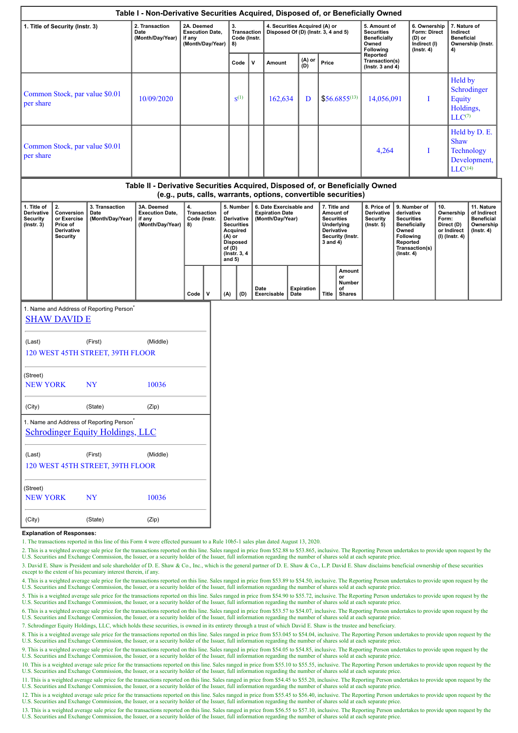## Table I - Non-Derivative Securities Acquired, Disposed of, or Beneficially Owned

| 1. Title of Security (Instr. 3) | 2. Transaction Date (Month/Day/Year) | 2A. Deemed Execution Date, if any (Month/Day/Year) | 3. Transaction Code (Instr. 8) | | 4. Securities Acquired (A) or Disposed Of (D) (Instr. 3, 4 and 5) | | | 5. Amount of Securities Beneficially Owned Following Reported Transaction(s) (Instr. 3 and 4) | 6. Ownership Form: Direct (D) or Indirect (I) (Instr. 4) | 7. Nature of Indirect Beneficial Ownership (Instr. 4) |
|---|---|---|---|---|---|---|---|---|---|---|
| | | | Code | V | Amount | (A) or (D) | Price | | | |
| Common Stock, par value $0.01 per share | 10/09/2020 | | S[(1)] | | 162,634 | D | $56.6855[(13)] | 14,056,091 | I | Held by Schrodinger Equity Holdings, LLC[(7)] |
| Common Stock, par value $0.01 per share | | | | | | | | 4,264 | I | Held by D. E. Shaw Technology Development, LLC[(14)] |

## Table II - Derivative Securities Acquired, Disposed of, or Beneficially Owned (e.g., puts, calls, warrants, options, convertible securities)

| 1. Title of Derivative Security (Instr. 3) | 2. Conversion or Exercise Price of Derivative Security | 3. Transaction Date (Month/Day/Year) | 3A. Deemed Execution Date, if any (Month/Day/Year) | 4. Transaction Code (Instr. 8) | | 5. Number of Derivative Securities Acquired (A) or Disposed of (D) (Instr. 3, 4 and 5) | | 6. Date Exercisable and Expiration Date (Month/Day/Year) | | 7. Title and Amount of Securities Underlying Derivative Security (Instr. 3 and 4) | | 8. Price of Derivative Security (Instr. 5) | 9. Number of derivative Securities Beneficially Owned Following Reported Transaction(s) (Instr. 4) | 10. Ownership Form: Direct (D) or Indirect (I) (Instr. 4) | 11. Nature of Indirect Beneficial Ownership (Instr. 4) |
|---|---|---|---|---|---|---|---|---|---|---|---|---|---|---|---|
| | | | | Code | V | (A) | (D) | Date Exercisable | Expiration Date | Title | Amount or Number of Shares | | | | |

1. Name and Address of Reporting Person*

SHAW DAVID E

(Last) (First) (Middle)

120 WEST 45TH STREET, 39TH FLOOR

(Street)

NEW YORK NY 10036

(City) (State) (Zip)

1. Name and Address of Reporting Person*

Schrodinger Equity Holdings, LLC

(Last) (First) (Middle)

120 WEST 45TH STREET, 39TH FLOOR

(Street)

NEW YORK NY 10036

(City) (State) (Zip)

**Explanation of Responses:**

1. The transactions reported in this line of this Form 4 were effected pursuant to a Rule 10b5-1 sales plan dated August 13, 2020.

2. This is a weighted average sale price for the transactions reported on this line. Sales ranged in price from $52.88 to $53.865, inclusive. The Reporting Person undertakes to provide upon request by the U.S. Securities and Exchange Commission, the Issuer, or a security holder of the Issuer, full information regarding the number of shares sold at each separate price.

3. David E. Shaw is President and sole shareholder of D. E. Shaw & Co., Inc., which is the general partner of D. E. Shaw & Co., L.P. David E. Shaw disclaims beneficial ownership of these securities except to the extent of his pecuniary interest therein, if any.

4. This is a weighted average sale price for the transactions reported on this line. Sales ranged in price from $53.89 to $54.50, inclusive. The Reporting Person undertakes to provide upon request by the U.S. Securities and Exchange Commission, the Issuer, or a security holder of the Issuer, full information regarding the number of shares sold at each separate price.

5. This is a weighted average sale price for the transactions reported on this line. Sales ranged in price from $54.90 to $55.72, inclusive. The Reporting Person undertakes to provide upon request by the U.S. Securities and Exchange Commission, the Issuer, or a security holder of the Issuer, full information regarding the number of shares sold at each separate price.

6. This is a weighted average sale price for the transactions reported on this line. Sales ranged in price from $53.57 to $54.07, inclusive. The Reporting Person undertakes to provide upon request by the U.S. Securities and Exchange Commission, the Issuer, or a security holder of the Issuer, full information regarding the number of shares sold at each separate price.

7. Schrodinger Equity Holdings, LLC, which holds these securities, is owned in its entirety through a trust of which David E. Shaw is the trustee and beneficiary.

8. This is a weighted average sale price for the transactions reported on this line. Sales ranged in price from $53.045 to $54.04, inclusive. The Reporting Person undertakes to provide upon request by the U.S. Securities and Exchange Commission, the Issuer, or a security holder of the Issuer, full information regarding the number of shares sold at each separate price.

9. This is a weighted average sale price for the transactions reported on this line. Sales ranged in price from $54.05 to $54.85, inclusive. The Reporting Person undertakes to provide upon request by the U.S. Securities and Exchange Commission, the Issuer, or a security holder of the Issuer, full information regarding the number of shares sold at each separate price.

10. This is a weighted average sale price for the transactions reported on this line. Sales ranged in price from $55.10 to $55.55, inclusive. The Reporting Person undertakes to provide upon request by the U.S. Securities and Exchange Commission, the Issuer, or a security holder of the Issuer, full information regarding the number of shares sold at each separate price.

11. This is a weighted average sale price for the transactions reported on this line. Sales ranged in price from $54.45 to $55.20, inclusive. The Reporting Person undertakes to provide upon request by the U.S. Securities and Exchange Commission, the Issuer, or a security holder of the Issuer, full information regarding the number of shares sold at each separate price.

12. This is a weighted average sale price for the transactions reported on this line. Sales ranged in price from $55.45 to $56.40, inclusive. The Reporting Person undertakes to provide upon request by the U.S. Securities and Exchange Commission, the Issuer, or a security holder of the Issuer, full information regarding the number of shares sold at each separate price.

13. This is a weighted average sale price for the transactions reported on this line. Sales ranged in price from $56.55 to $57.10, inclusive. The Reporting Person undertakes to provide upon request by the U.S. Securities and Exchange Commission, the Issuer, or a security holder of the Issuer, full information regarding the number of shares sold at each separate price.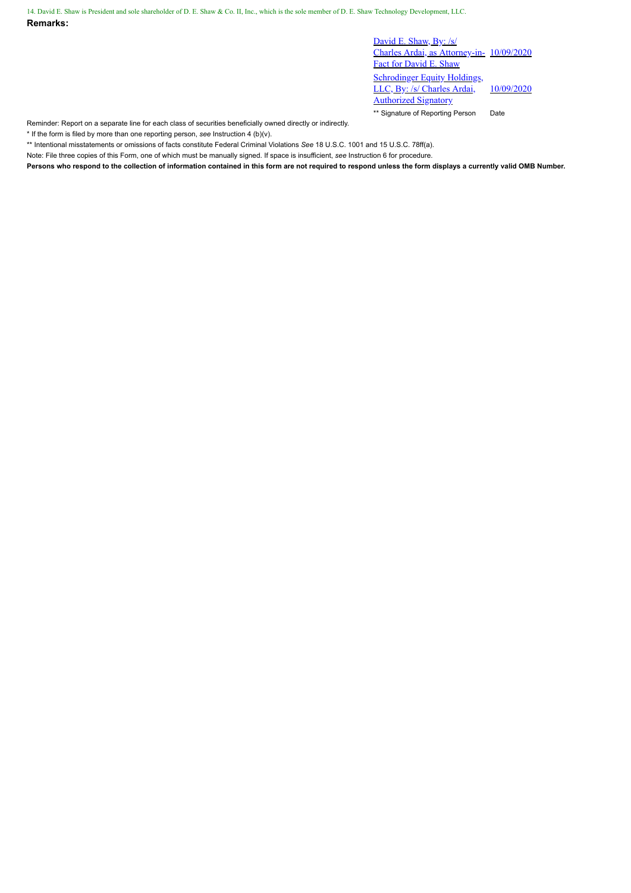14. David E. Shaw is President and sole shareholder of D. E. Shaw & Co. II, Inc., which is the sole member of D. E. Shaw Technology Development, LLC.

**Remarks:**

| | |
|---|---|
| David E. Shaw, By: /s/ Charles Ardai, as Attorney-in-Fact for David E. Shaw | 10/09/2020 |
| Schrodinger Equity Holdings, LLC, By: /s/ Charles Ardai, Authorized Signatory | 10/09/2020 |
| ** Signature of Reporting Person | Date |

Reminder: Report on a separate line for each class of securities beneficially owned directly or indirectly.

* If the form is filed by more than one reporting person, *see* Instruction 4 (b)(v).

** Intentional misstatements or omissions of facts constitute Federal Criminal Violations *See* 18 U.S.C. 1001 and 15 U.S.C. 78ff(a).

Note: File three copies of this Form, one of which must be manually signed. If space is insufficient, *see* Instruction 6 for procedure.

**Persons who respond to the collection of information contained in this form are not required to respond unless the form displays a currently valid OMB Number.**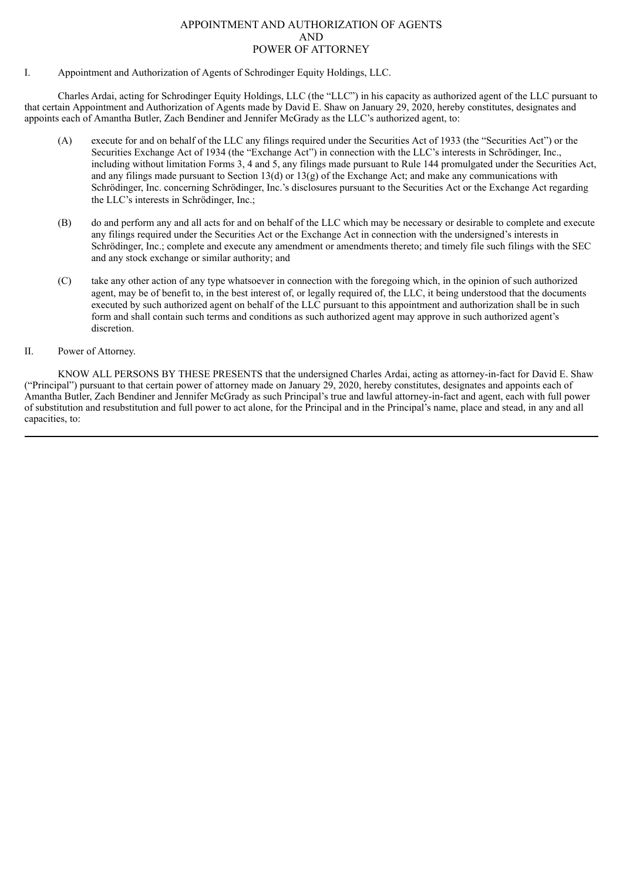# APPOINTMENT AND AUTHORIZATION OF AGENTS AND POWER OF ATTORNEY

I. Appointment and Authorization of Agents of Schrodinger Equity Holdings, LLC.

Charles Ardai, acting for Schrodinger Equity Holdings, LLC (the "LLC") in his capacity as authorized agent of the LLC pursuant to that certain Appointment and Authorization of Agents made by David E. Shaw on January 29, 2020, hereby constitutes, designates and appoints each of Amantha Butler, Zach Bendiner and Jennifer McGrady as the LLC's authorized agent, to:

(A) execute for and on behalf of the LLC any filings required under the Securities Act of 1933 (the "Securities Act") or the Securities Exchange Act of 1934 (the "Exchange Act") in connection with the LLC's interests in Schrödinger, Inc., including without limitation Forms 3, 4 and 5, any filings made pursuant to Rule 144 promulgated under the Securities Act, and any filings made pursuant to Section 13(d) or 13(g) of the Exchange Act; and make any communications with Schrödinger, Inc. concerning Schrödinger, Inc.'s disclosures pursuant to the Securities Act or the Exchange Act regarding the LLC's interests in Schrödinger, Inc.;

(B) do and perform any and all acts for and on behalf of the LLC which may be necessary or desirable to complete and execute any filings required under the Securities Act or the Exchange Act in connection with the undersigned's interests in Schrödinger, Inc.; complete and execute any amendment or amendments thereto; and timely file such filings with the SEC and any stock exchange or similar authority; and

(C) take any other action of any type whatsoever in connection with the foregoing which, in the opinion of such authorized agent, may be of benefit to, in the best interest of, or legally required of, the LLC, it being understood that the documents executed by such authorized agent on behalf of the LLC pursuant to this appointment and authorization shall be in such form and shall contain such terms and conditions as such authorized agent may approve in such authorized agent's discretion.

II. Power of Attorney.

KNOW ALL PERSONS BY THESE PRESENTS that the undersigned Charles Ardai, acting as attorney-in-fact for David E. Shaw ("Principal") pursuant to that certain power of attorney made on January 29, 2020, hereby constitutes, designates and appoints each of Amantha Butler, Zach Bendiner and Jennifer McGrady as such Principal's true and lawful attorney-in-fact and agent, each with full power of substitution and resubstitution and full power to act alone, for the Principal and in the Principal's name, place and stead, in any and all capacities, to: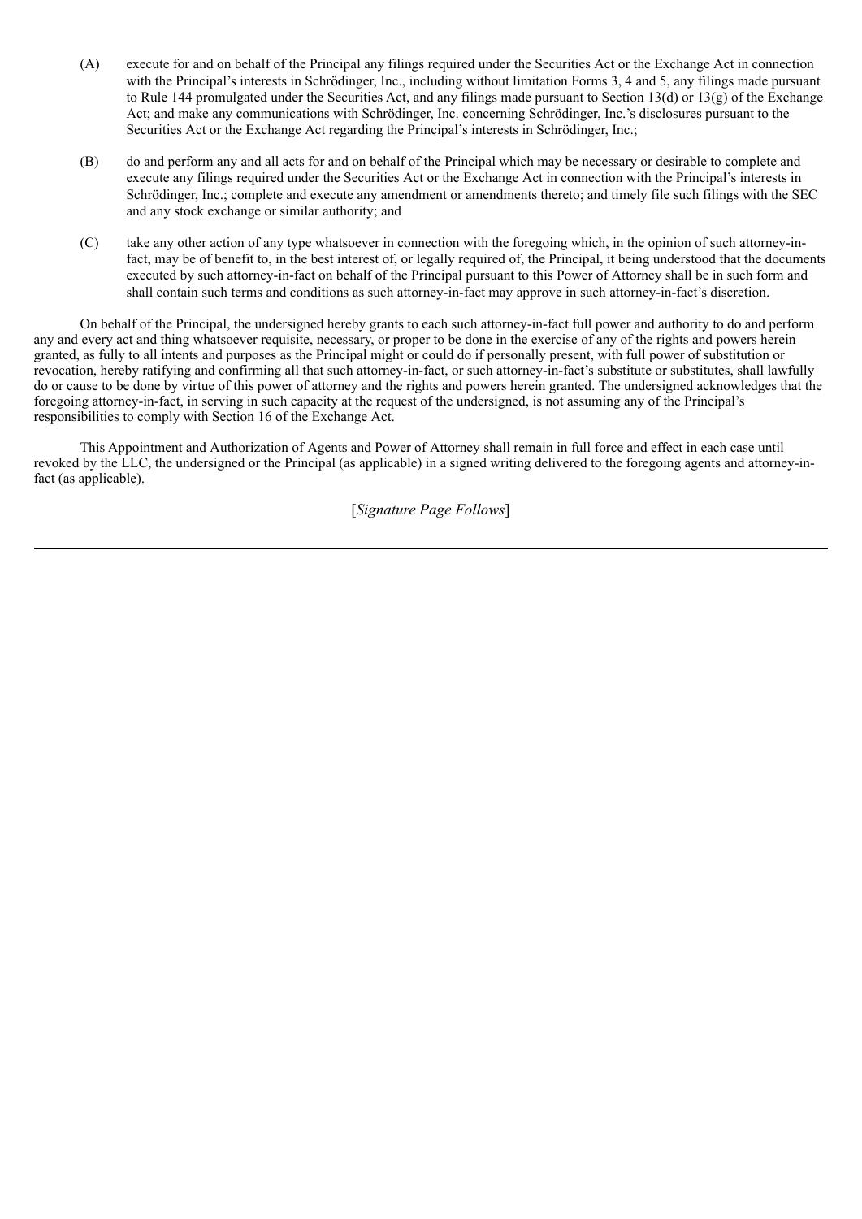(A) execute for and on behalf of the Principal any filings required under the Securities Act or the Exchange Act in connection with the Principal's interests in Schrödinger, Inc., including without limitation Forms 3, 4 and 5, any filings made pursuant to Rule 144 promulgated under the Securities Act, and any filings made pursuant to Section 13(d) or 13(g) of the Exchange Act; and make any communications with Schrödinger, Inc. concerning Schrödinger, Inc.'s disclosures pursuant to the Securities Act or the Exchange Act regarding the Principal's interests in Schrödinger, Inc.;

(B) do and perform any and all acts for and on behalf of the Principal which may be necessary or desirable to complete and execute any filings required under the Securities Act or the Exchange Act in connection with the Principal's interests in Schrödinger, Inc.; complete and execute any amendment or amendments thereto; and timely file such filings with the SEC and any stock exchange or similar authority; and

(C) take any other action of any type whatsoever in connection with the foregoing which, in the opinion of such attorney-in-fact, may be of benefit to, in the best interest of, or legally required of, the Principal, it being understood that the documents executed by such attorney-in-fact on behalf of the Principal pursuant to this Power of Attorney shall be in such form and shall contain such terms and conditions as such attorney-in-fact may approve in such attorney-in-fact's discretion.

On behalf of the Principal, the undersigned hereby grants to each such attorney-in-fact full power and authority to do and perform any and every act and thing whatsoever requisite, necessary, or proper to be done in the exercise of any of the rights and powers herein granted, as fully to all intents and purposes as the Principal might or could do if personally present, with full power of substitution or revocation, hereby ratifying and confirming all that such attorney-in-fact, or such attorney-in-fact's substitute or substitutes, shall lawfully do or cause to be done by virtue of this power of attorney and the rights and powers herein granted. The undersigned acknowledges that the foregoing attorney-in-fact, in serving in such capacity at the request of the undersigned, is not assuming any of the Principal's responsibilities to comply with Section 16 of the Exchange Act.

This Appointment and Authorization of Agents and Power of Attorney shall remain in full force and effect in each case until revoked by the LLC, the undersigned or the Principal (as applicable) in a signed writing delivered to the foregoing agents and attorney-in-fact (as applicable).

[*Signature Page Follows*]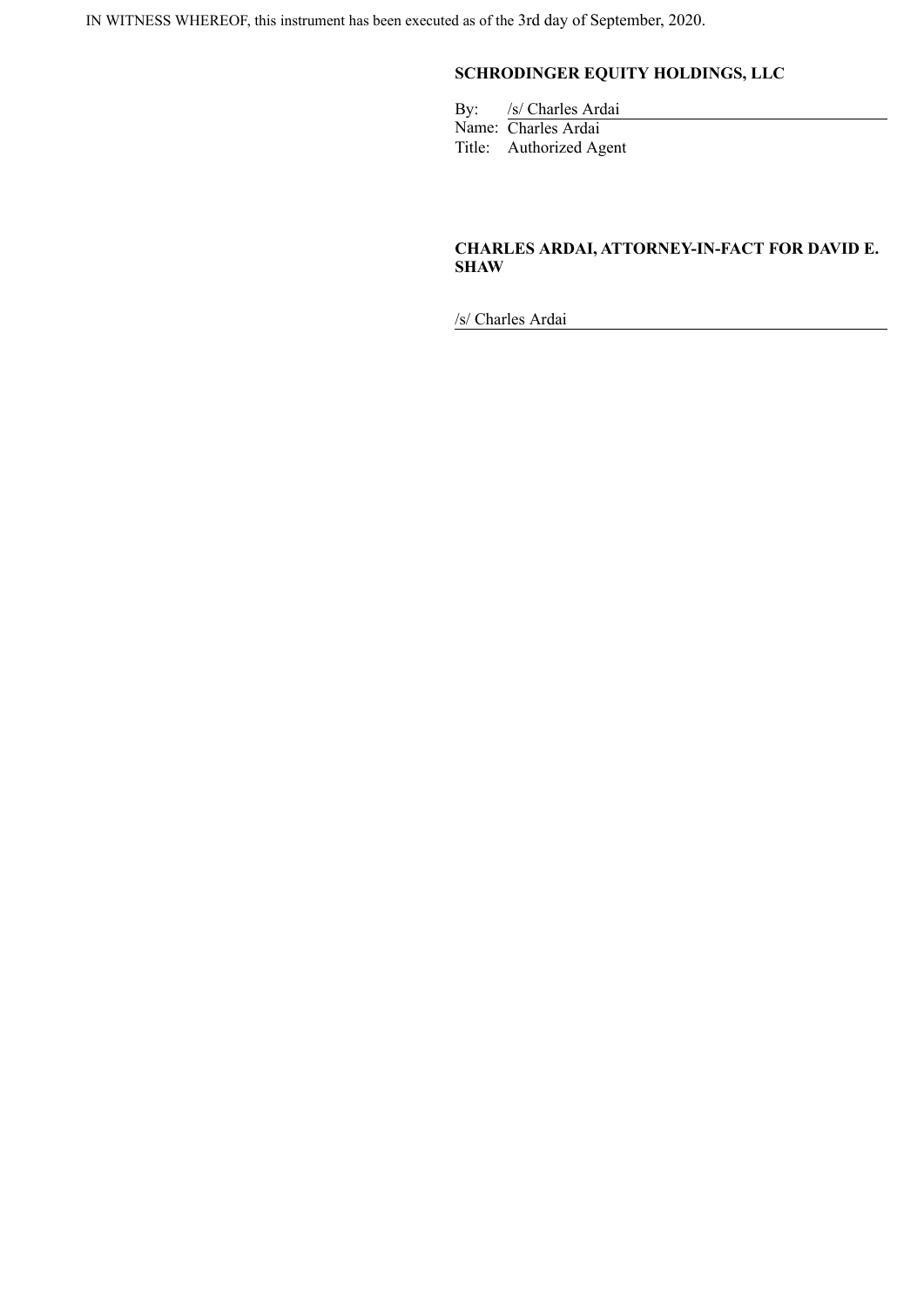IN WITNESS WHEREOF, this instrument has been executed as of the 3rd day of September, 2020.

**SCHRODINGER EQUITY HOLDINGS, LLC**

By: /s/ Charles Ardai
Name: Charles Ardai
Title: Authorized Agent

**CHARLES ARDAI, ATTORNEY-IN-FACT FOR DAVID E. SHAW**

/s/ Charles Ardai